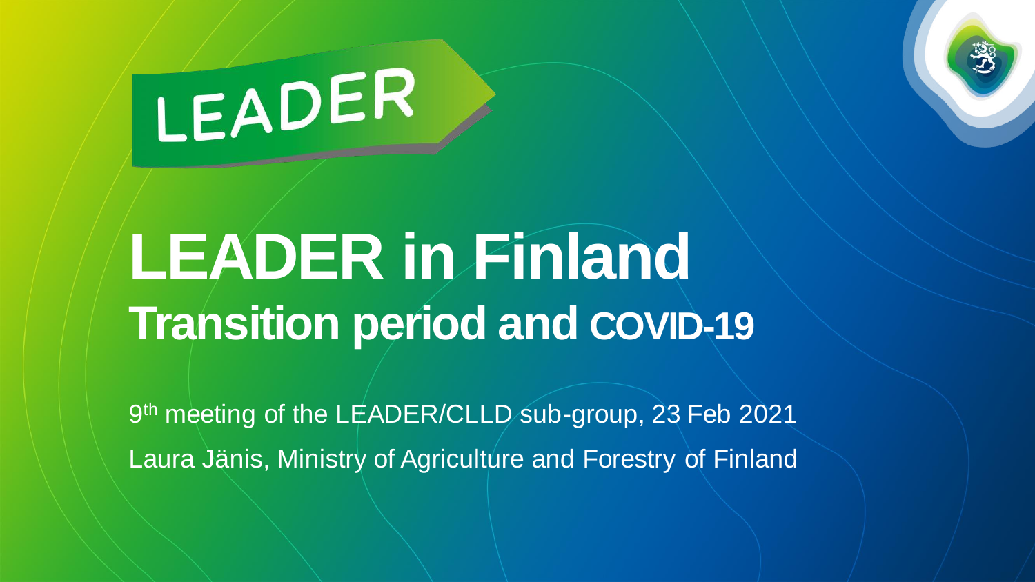LEADER

# LEADER in Finland

## Transition period and COVID-19

9th meeting of the LEADER/CLLD sub-group, 23 Feb 2021

Laura Jänis, Ministry of Agriculture and Forestry of Finland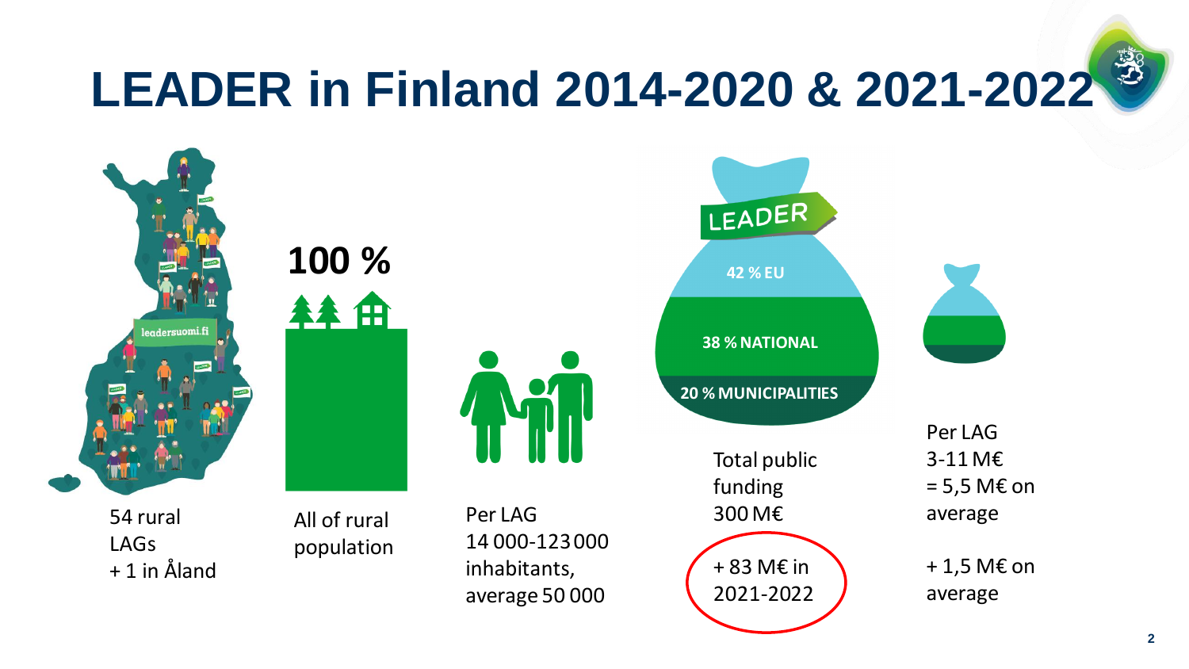# LEADER in Finland 2014-2020 & 2021-2022

leadersuomi.fi

54 rural LAGs
+ 1 in Åland

**100 %**

All of rural population

Per LAG
14 000-123 000 inhabitants,
average 50 000

LEADER

42 % EU

38 % NATIONAL

20 % MUNICIPALITIES

Total public funding
300 M€

+ 83 M€ in 2021-2022

Per LAG
3-11 M€
= 5,5 M€ on average

+ 1,5 M€ on average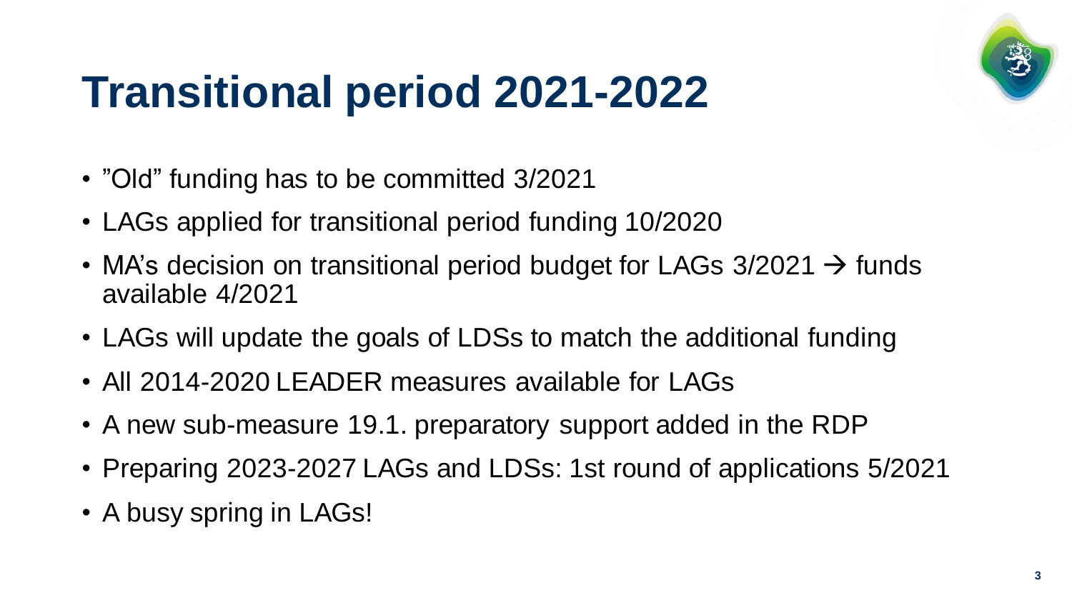# Transitional period 2021-2022

- ”Old” funding has to be committed 3/2021
- LAGs applied for transitional period funding 10/2020
- MA’s decision on transitional period budget for LAGs 3/2021 → funds available 4/2021
- LAGs will update the goals of LDSs to match the additional funding
- All 2014-2020 LEADER measures available for LAGs
- A new sub-measure 19.1. preparatory support added in the RDP
- Preparing 2023-2027 LAGs and LDSs: 1st round of applications 5/2021
- A busy spring in LAGs!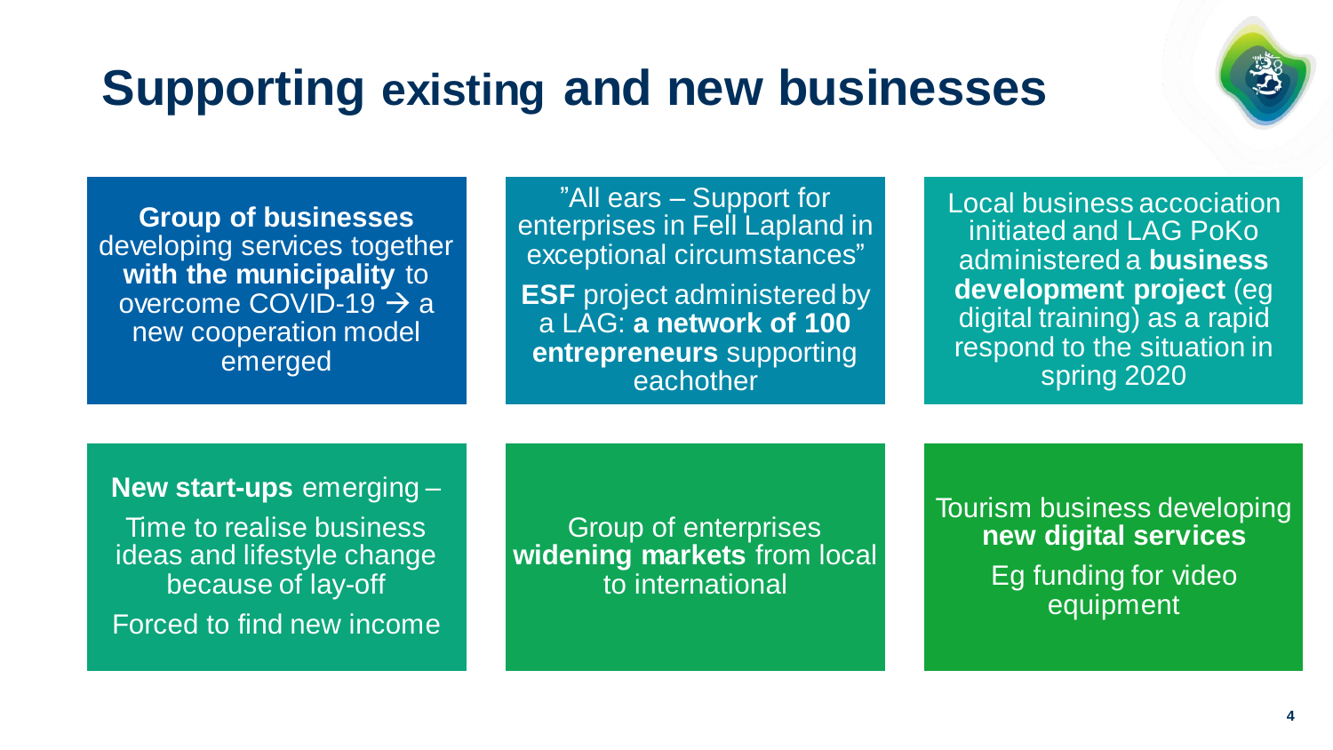# Supporting existing and new businesses

**Group of businesses** developing services together **with the municipality** to overcome COVID-19 → a new cooperation model emerged

”All ears – Support for enterprises in Fell Lapland in exceptional circumstances”

**ESF** project administered by a LAG: **a network of 100 entrepreneurs** supporting eachother

Local business accociation initiated and LAG PoKo administered a **business development project** (eg digital training) as a rapid respond to the situation in spring 2020

**New start-ups** emerging –

Time to realise business ideas and lifestyle change because of lay-off

Forced to find new income

Group of enterprises **widening markets** from local to international

Tourism business developing **new digital services**

Eg funding for video equipment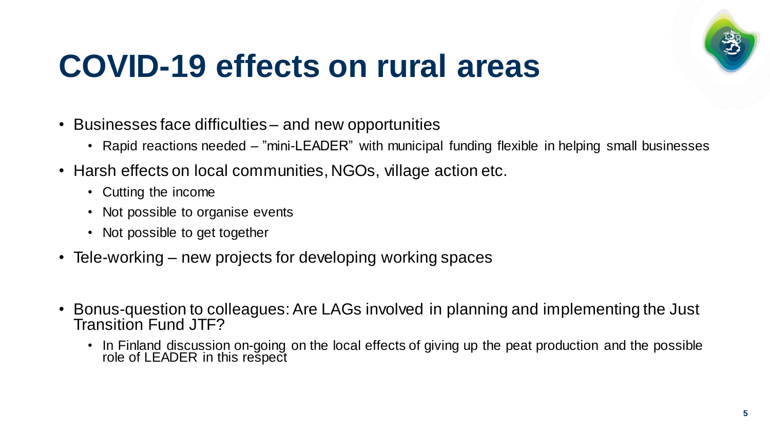# COVID-19 effects on rural areas

- Businesses face difficulties – and new opportunities
  - Rapid reactions needed – ”mini-LEADER” with municipal funding flexible in helping small businesses
- Harsh effects on local communities, NGOs, village action etc.
  - Cutting the income
  - Not possible to organise events
  - Not possible to get together
- Tele-working – new projects for developing working spaces

- Bonus-question to colleagues: Are LAGs involved in planning and implementing the Just Transition Fund JTF?
  - In Finland discussion on-going on the local effects of giving up the peat production and the possible role of LEADER in this respect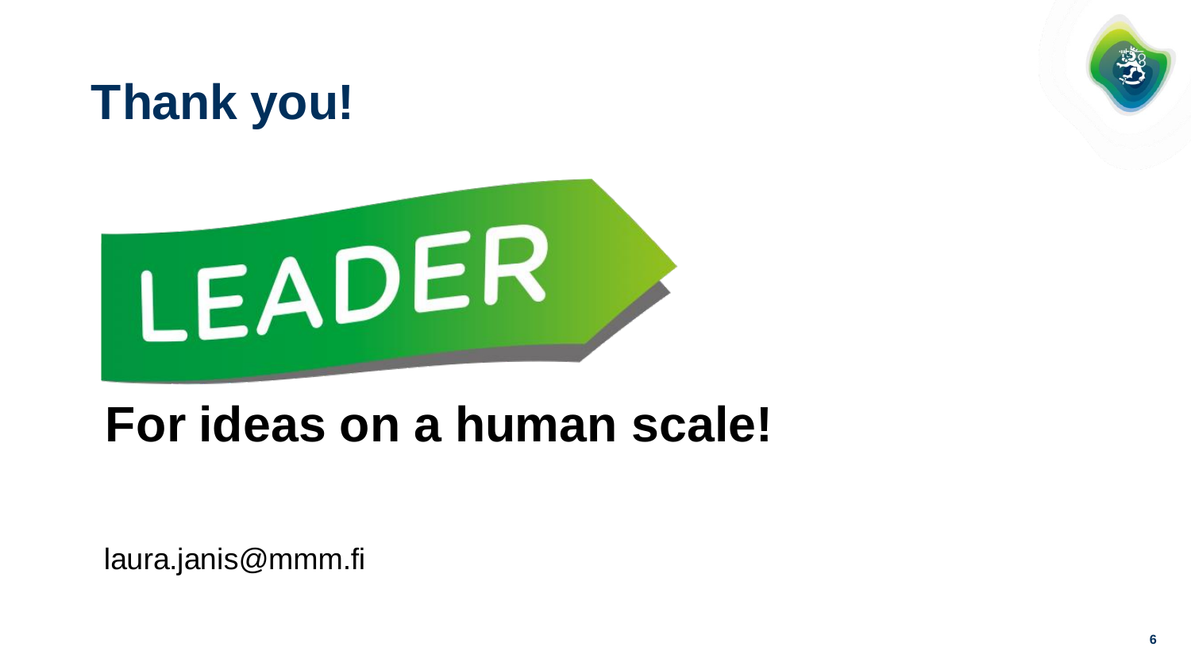# Thank you!

LEADER

## For ideas on a human scale!

laura.janis@mmm.fi